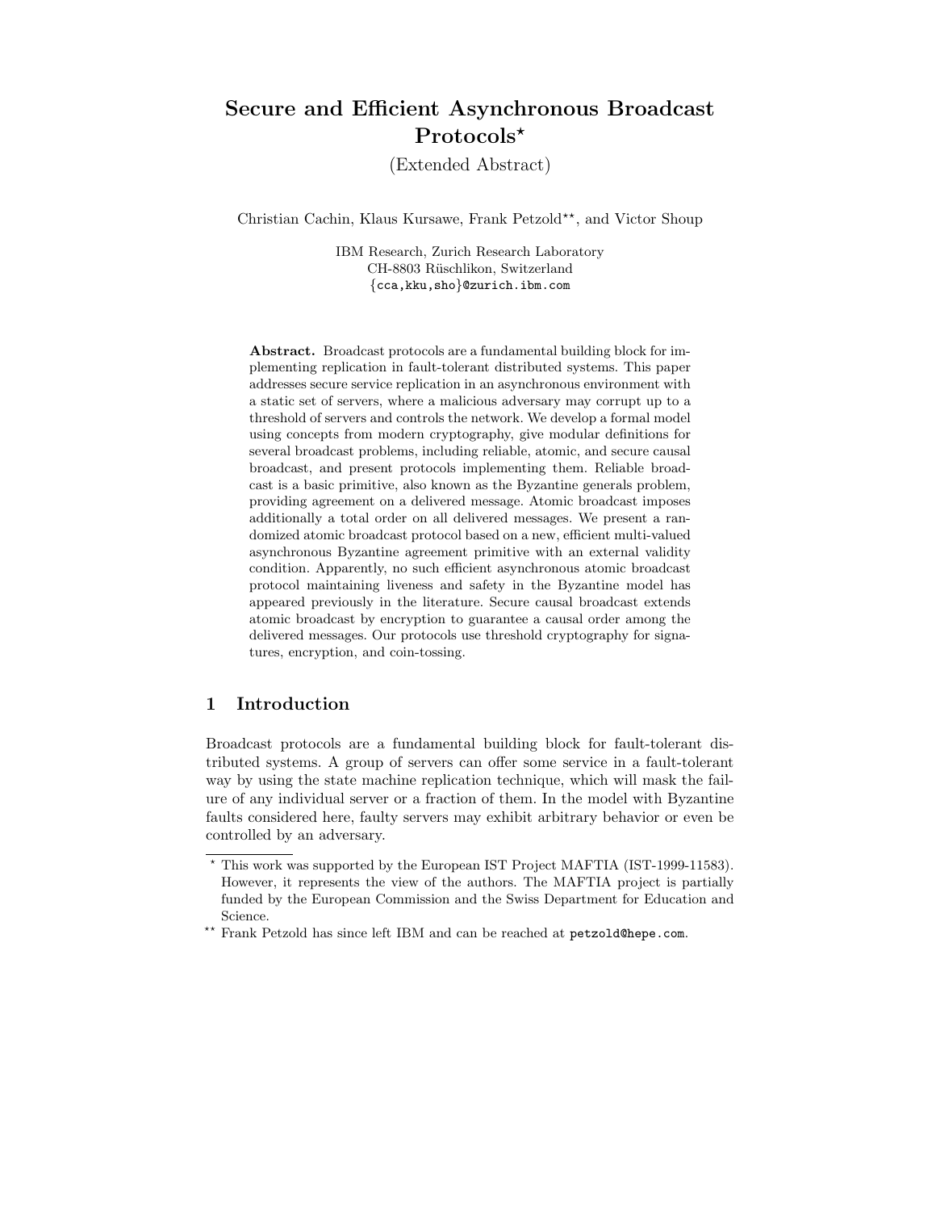# Secure and Efficient Asynchronous Broadcast Protocols*

(Extended Abstract)

Christian Cachin, Klaus Kursawe, Frank Petzold**, and Victor Shoup

IBM Research, Zurich Research Laboratory
CH-8803 Rüschlikon, Switzerland
{cca,kku,sho}@zurich.ibm.com

**Abstract.** Broadcast protocols are a fundamental building block for implementing replication in fault-tolerant distributed systems. This paper addresses secure service replication in an asynchronous environment with a static set of servers, where a malicious adversary may corrupt up to a threshold of servers and controls the network. We develop a formal model using concepts from modern cryptography, give modular definitions for several broadcast problems, including reliable, atomic, and secure causal broadcast, and present protocols implementing them. Reliable broadcast is a basic primitive, also known as the Byzantine generals problem, providing agreement on a delivered message. Atomic broadcast imposes additionally a total order on all delivered messages. We present a randomized atomic broadcast protocol based on a new, efficient multi-valued asynchronous Byzantine agreement primitive with an external validity condition. Apparently, no such efficient asynchronous atomic broadcast protocol maintaining liveness and safety in the Byzantine model has appeared previously in the literature. Secure causal broadcast extends atomic broadcast by encryption to guarantee a causal order among the delivered messages. Our protocols use threshold cryptography for signatures, encryption, and coin-tossing.

## 1 Introduction

Broadcast protocols are a fundamental building block for fault-tolerant distributed systems. A group of servers can offer some service in a fault-tolerant way by using the state machine replication technique, which will mask the failure of any individual server or a fraction of them. In the model with Byzantine faults considered here, faulty servers may exhibit arbitrary behavior or even be controlled by an adversary.

---

* This work was supported by the European IST Project MAFTIA (IST-1999-11583). However, it represents the view of the authors. The MAFTIA project is partially funded by the European Commission and the Swiss Department for Education and Science.

** Frank Petzold has since left IBM and can be reached at petzold@hepe.com.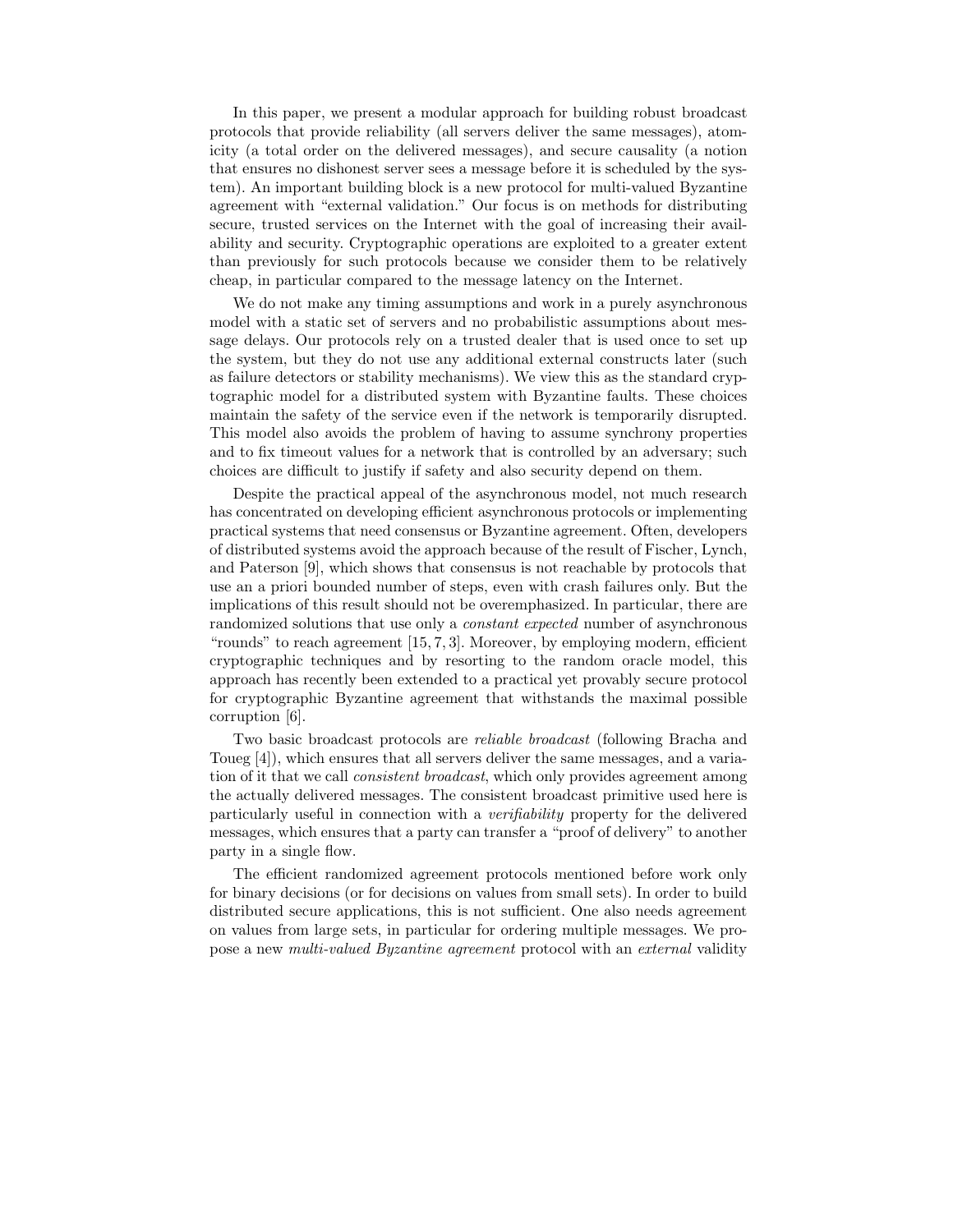In this paper, we present a modular approach for building robust broadcast protocols that provide reliability (all servers deliver the same messages), atomicity (a total order on the delivered messages), and secure causality (a notion that ensures no dishonest server sees a message before it is scheduled by the system). An important building block is a new protocol for multi-valued Byzantine agreement with "external validation." Our focus is on methods for distributing secure, trusted services on the Internet with the goal of increasing their availability and security. Cryptographic operations are exploited to a greater extent than previously for such protocols because we consider them to be relatively cheap, in particular compared to the message latency on the Internet.

We do not make any timing assumptions and work in a purely asynchronous model with a static set of servers and no probabilistic assumptions about message delays. Our protocols rely on a trusted dealer that is used once to set up the system, but they do not use any additional external constructs later (such as failure detectors or stability mechanisms). We view this as the standard cryptographic model for a distributed system with Byzantine faults. These choices maintain the safety of the service even if the network is temporarily disrupted. This model also avoids the problem of having to assume synchrony properties and to fix timeout values for a network that is controlled by an adversary; such choices are difficult to justify if safety and also security depend on them.

Despite the practical appeal of the asynchronous model, not much research has concentrated on developing efficient asynchronous protocols or implementing practical systems that need consensus or Byzantine agreement. Often, developers of distributed systems avoid the approach because of the result of Fischer, Lynch, and Paterson [9], which shows that consensus is not reachable by protocols that use an a priori bounded number of steps, even with crash failures only. But the implications of this result should not be overemphasized. In particular, there are randomized solutions that use only a *constant expected* number of asynchronous "rounds" to reach agreement [15, 7, 3]. Moreover, by employing modern, efficient cryptographic techniques and by resorting to the random oracle model, this approach has recently been extended to a practical yet provably secure protocol for cryptographic Byzantine agreement that withstands the maximal possible corruption [6].

Two basic broadcast protocols are *reliable broadcast* (following Bracha and Toueg [4]), which ensures that all servers deliver the same messages, and a variation of it that we call *consistent broadcast*, which only provides agreement among the actually delivered messages. The consistent broadcast primitive used here is particularly useful in connection with a *verifiability* property for the delivered messages, which ensures that a party can transfer a "proof of delivery" to another party in a single flow.

The efficient randomized agreement protocols mentioned before work only for binary decisions (or for decisions on values from small sets). In order to build distributed secure applications, this is not sufficient. One also needs agreement on values from large sets, in particular for ordering multiple messages. We propose a new *multi-valued Byzantine agreement* protocol with an *external* validity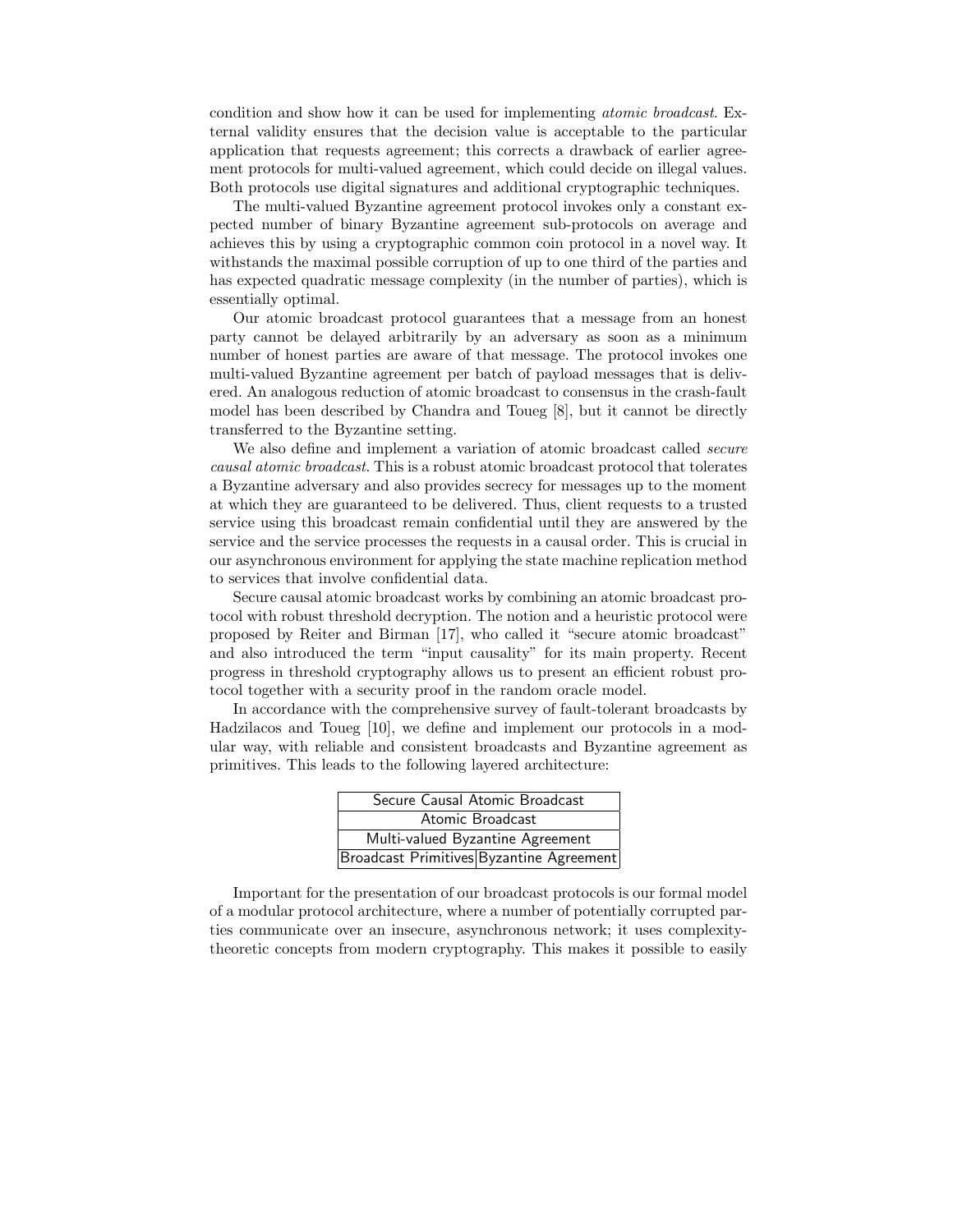condition and show how it can be used for implementing *atomic broadcast*. External validity ensures that the decision value is acceptable to the particular application that requests agreement; this corrects a drawback of earlier agreement protocols for multi-valued agreement, which could decide on illegal values. Both protocols use digital signatures and additional cryptographic techniques.

The multi-valued Byzantine agreement protocol invokes only a constant expected number of binary Byzantine agreement sub-protocols on average and achieves this by using a cryptographic common coin protocol in a novel way. It withstands the maximal possible corruption of up to one third of the parties and has expected quadratic message complexity (in the number of parties), which is essentially optimal.

Our atomic broadcast protocol guarantees that a message from an honest party cannot be delayed arbitrarily by an adversary as soon as a minimum number of honest parties are aware of that message. The protocol invokes one multi-valued Byzantine agreement per batch of payload messages that is delivered. An analogous reduction of atomic broadcast to consensus in the crash-fault model has been described by Chandra and Toueg [8], but it cannot be directly transferred to the Byzantine setting.

We also define and implement a variation of atomic broadcast called *secure causal atomic broadcast*. This is a robust atomic broadcast protocol that tolerates a Byzantine adversary and also provides secrecy for messages up to the moment at which they are guaranteed to be delivered. Thus, client requests to a trusted service using this broadcast remain confidential until they are answered by the service and the service processes the requests in a causal order. This is crucial in our asynchronous environment for applying the state machine replication method to services that involve confidential data.

Secure causal atomic broadcast works by combining an atomic broadcast protocol with robust threshold decryption. The notion and a heuristic protocol were proposed by Reiter and Birman [17], who called it "secure atomic broadcast" and also introduced the term "input causality" for its main property. Recent progress in threshold cryptography allows us to present an efficient robust protocol together with a security proof in the random oracle model.

In accordance with the comprehensive survey of fault-tolerant broadcasts by Hadzilacos and Toueg [10], we define and implement our protocols in a modular way, with reliable and consistent broadcasts and Byzantine agreement as primitives. This leads to the following layered architecture:

| Secure Causal Atomic Broadcast | |
|---|---|
| Atomic Broadcast | |
| Multi-valued Byzantine Agreement | |
| Broadcast Primitives | Byzantine Agreement |

Important for the presentation of our broadcast protocols is our formal model of a modular protocol architecture, where a number of potentially corrupted parties communicate over an insecure, asynchronous network; it uses complexity-theoretic concepts from modern cryptography. This makes it possible to easily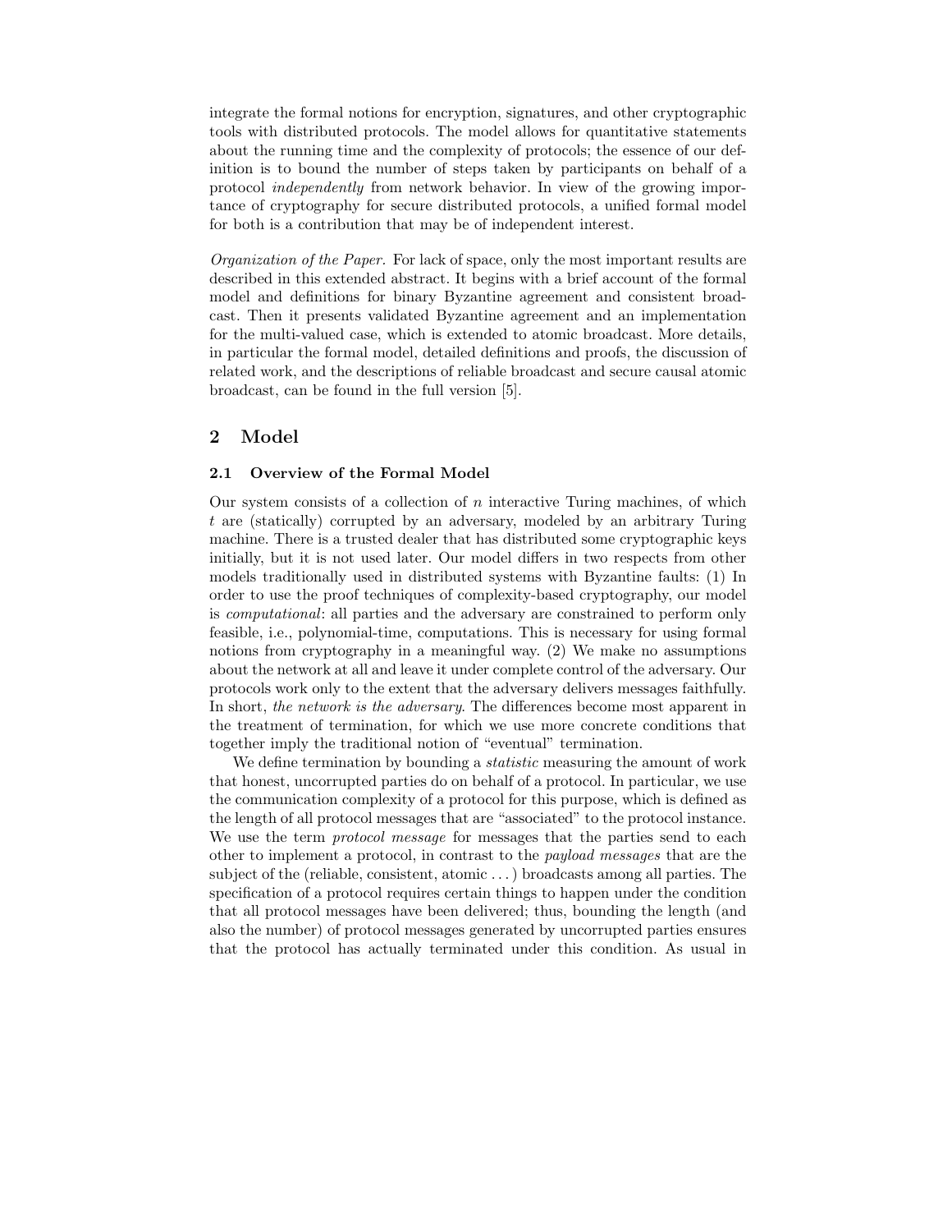integrate the formal notions for encryption, signatures, and other cryptographic tools with distributed protocols. The model allows for quantitative statements about the running time and the complexity of protocols; the essence of our definition is to bound the number of steps taken by participants on behalf of a protocol *independently* from network behavior. In view of the growing importance of cryptography for secure distributed protocols, a unified formal model for both is a contribution that may be of independent interest.

*Organization of the Paper.* For lack of space, only the most important results are described in this extended abstract. It begins with a brief account of the formal model and definitions for binary Byzantine agreement and consistent broadcast. Then it presents validated Byzantine agreement and an implementation for the multi-valued case, which is extended to atomic broadcast. More details, in particular the formal model, detailed definitions and proofs, the discussion of related work, and the descriptions of reliable broadcast and secure causal atomic broadcast, can be found in the full version [5].

## 2 Model

### 2.1 Overview of the Formal Model

Our system consists of a collection of $n$ interactive Turing machines, of which $t$ are (statically) corrupted by an adversary, modeled by an arbitrary Turing machine. There is a trusted dealer that has distributed some cryptographic keys initially, but it is not used later. Our model differs in two respects from other models traditionally used in distributed systems with Byzantine faults: (1) In order to use the proof techniques of complexity-based cryptography, our model is *computational*: all parties and the adversary are constrained to perform only feasible, i.e., polynomial-time, computations. This is necessary for using formal notions from cryptography in a meaningful way. (2) We make no assumptions about the network at all and leave it under complete control of the adversary. Our protocols work only to the extent that the adversary delivers messages faithfully. In short, *the network is the adversary*. The differences become most apparent in the treatment of termination, for which we use more concrete conditions that together imply the traditional notion of "eventual" termination.

We define termination by bounding a *statistic* measuring the amount of work that honest, uncorrupted parties do on behalf of a protocol. In particular, we use the communication complexity of a protocol for this purpose, which is defined as the length of all protocol messages that are "associated" to the protocol instance. We use the term *protocol message* for messages that the parties send to each other to implement a protocol, in contrast to the *payload messages* that are the subject of the (reliable, consistent, atomic ...) broadcasts among all parties. The specification of a protocol requires certain things to happen under the condition that all protocol messages have been delivered; thus, bounding the length (and also the number) of protocol messages generated by uncorrupted parties ensures that the protocol has actually terminated under this condition. As usual in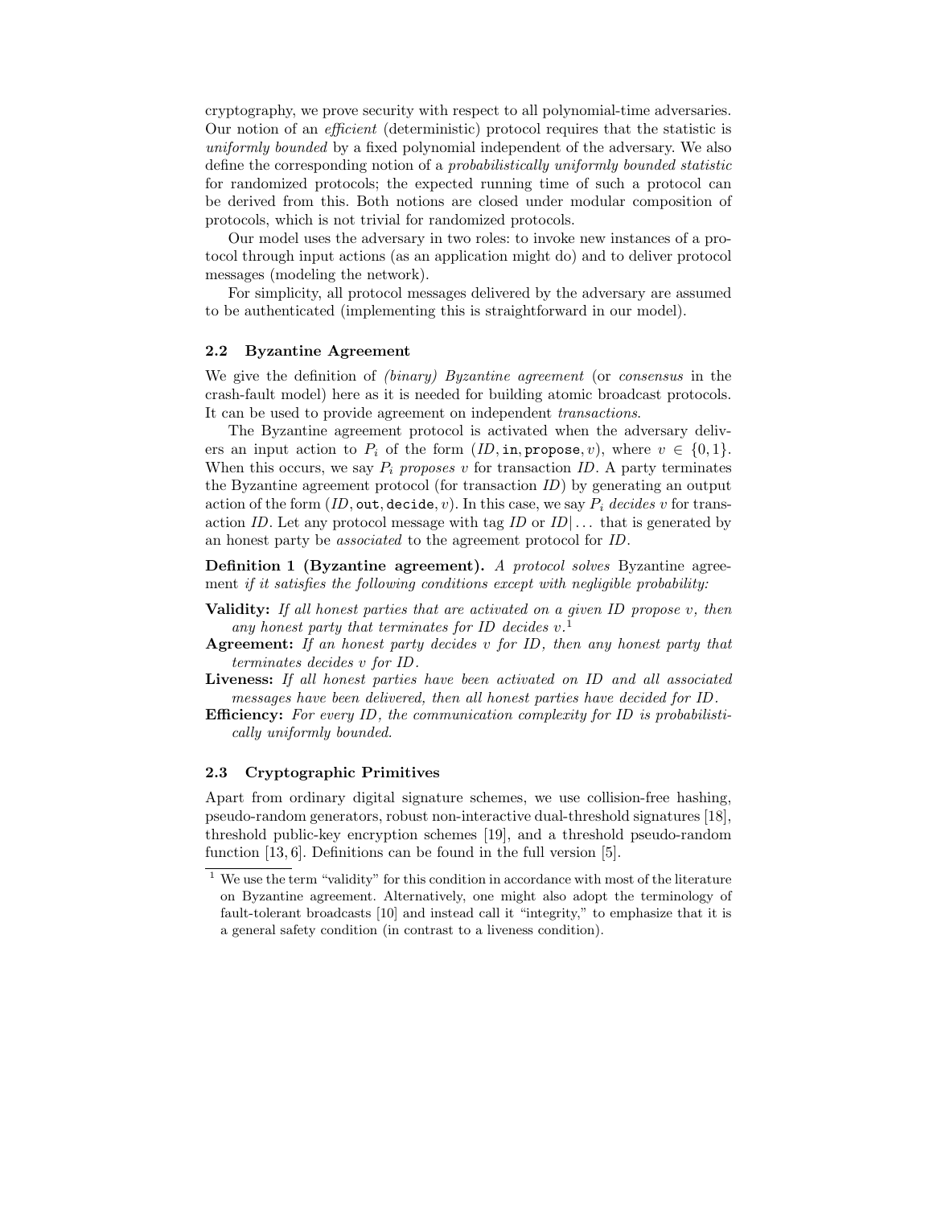cryptography, we prove security with respect to all polynomial-time adversaries. Our notion of an *efficient* (deterministic) protocol requires that the statistic is *uniformly bounded* by a fixed polynomial independent of the adversary. We also define the corresponding notion of a *probabilistically uniformly bounded statistic* for randomized protocols; the expected running time of such a protocol can be derived from this. Both notions are closed under modular composition of protocols, which is not trivial for randomized protocols.

Our model uses the adversary in two roles: to invoke new instances of a protocol through input actions (as an application might do) and to deliver protocol messages (modeling the network).

For simplicity, all protocol messages delivered by the adversary are assumed to be authenticated (implementing this is straightforward in our model).

### 2.2 Byzantine Agreement

We give the definition of *(binary) Byzantine agreement* (or *consensus* in the crash-fault model) here as it is needed for building atomic broadcast protocols. It can be used to provide agreement on independent *transactions*.

The Byzantine agreement protocol is activated when the adversary delivers an input action to $P_i$ of the form $(ID, \texttt{in}, \texttt{propose}, v)$, where $v \in \{0, 1\}$. When this occurs, we say $P_i$ *proposes* $v$ for transaction $ID$. A party terminates the Byzantine agreement protocol (for transaction $ID$) by generating an output action of the form $(ID, \texttt{out}, \texttt{decide}, v)$. In this case, we say $P_i$ *decides* $v$ for transaction $ID$. Let any protocol message with tag $ID$ or $ID|\ldots$ that is generated by an honest party be *associated* to the agreement protocol for $ID$.

**Definition 1 (Byzantine agreement).** *A protocol solves* Byzantine agreement *if it satisfies the following conditions except with negligible probability:*

**Validity:** *If all honest parties that are activated on a given ID propose $v$, then any honest party that terminates for ID decides $v$.*[1]

**Agreement:** *If an honest party decides $v$ for ID, then any honest party that terminates decides $v$ for ID.*

**Liveness:** *If all honest parties have been activated on ID and all associated messages have been delivered, then all honest parties have decided for ID.*

**Efficiency:** *For every ID, the communication complexity for ID is probabilistically uniformly bounded.*

### 2.3 Cryptographic Primitives

Apart from ordinary digital signature schemes, we use collision-free hashing, pseudo-random generators, robust non-interactive dual-threshold signatures [18], threshold public-key encryption schemes [19], and a threshold pseudo-random function [13, 6]. Definitions can be found in the full version [5].

[1] We use the term "validity" for this condition in accordance with most of the literature on Byzantine agreement. Alternatively, one might also adopt the terminology of fault-tolerant broadcasts [10] and instead call it "integrity," to emphasize that it is a general safety condition (in contrast to a liveness condition).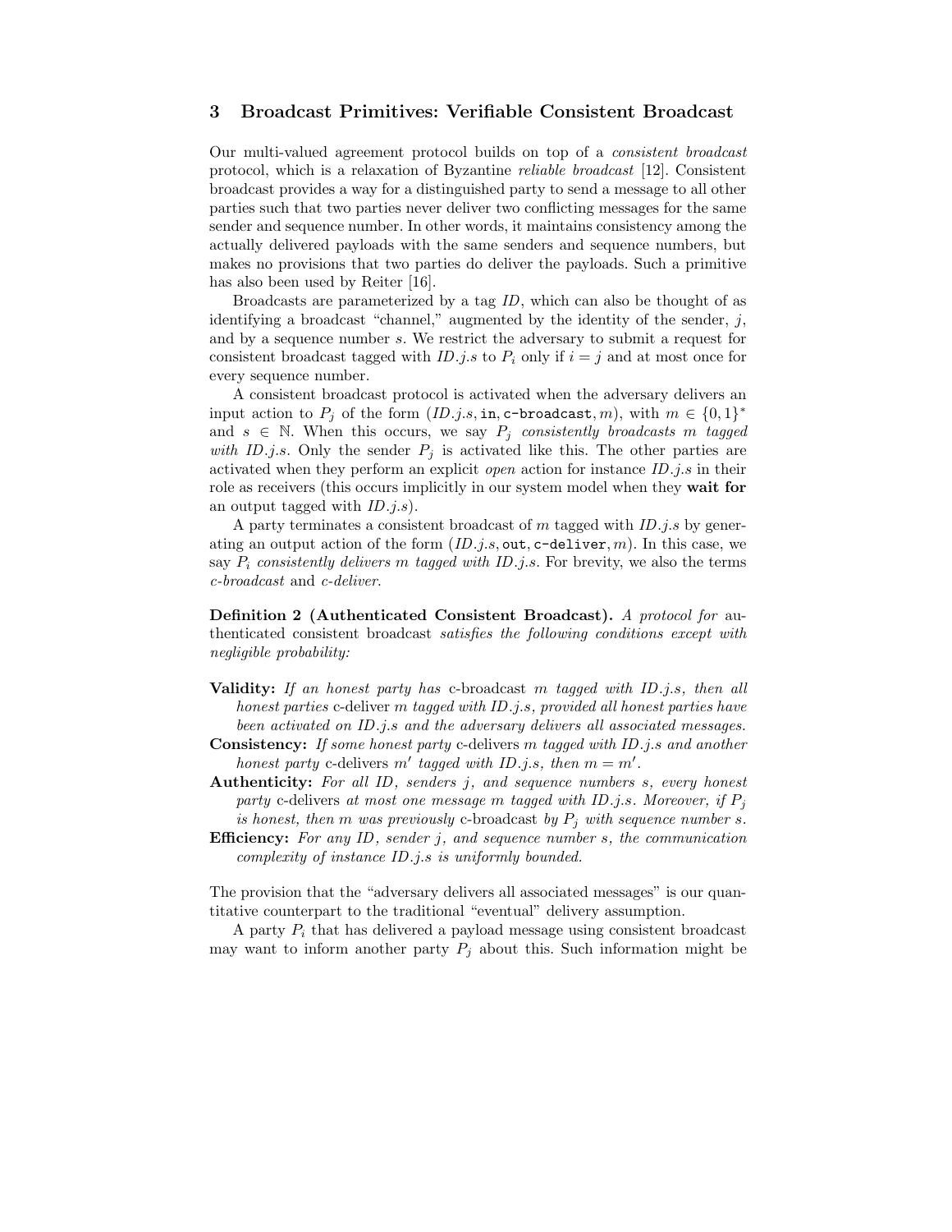## 3 Broadcast Primitives: Verifiable Consistent Broadcast

Our multi-valued agreement protocol builds on top of a *consistent broadcast* protocol, which is a relaxation of Byzantine *reliable broadcast* [12]. Consistent broadcast provides a way for a distinguished party to send a message to all other parties such that two parties never deliver two conflicting messages for the same sender and sequence number. In other words, it maintains consistency among the actually delivered payloads with the same senders and sequence numbers, but makes no provisions that two parties do deliver the payloads. Such a primitive has also been used by Reiter [16].

Broadcasts are parameterized by a tag $ID$, which can also be thought of as identifying a broadcast "channel," augmented by the identity of the sender, $j$, and by a sequence number $s$. We restrict the adversary to submit a request for consistent broadcast tagged with $ID.j.s$ to $P_i$ only if $i = j$ and at most once for every sequence number.

A consistent broadcast protocol is activated when the adversary delivers an input action to $P_j$ of the form $(ID.j.s, \texttt{in}, \texttt{c-broadcast}, m)$, with $m \in \{0,1\}^*$ and $s \in \mathbb{N}$. When this occurs, we say $P_j$ *consistently broadcasts* $m$ *tagged with* $ID.j.s$. Only the sender $P_j$ is activated like this. The other parties are activated when they perform an explicit *open* action for instance $ID.j.s$ in their role as receivers (this occurs implicitly in our system model when they **wait for** an output tagged with $ID.j.s$).

A party terminates a consistent broadcast of $m$ tagged with $ID.j.s$ by generating an output action of the form $(ID.j.s, \texttt{out}, \texttt{c-deliver}, m)$. In this case, we say $P_i$ *consistently delivers* $m$ *tagged with* $ID.j.s$. For brevity, we also the terms *c-broadcast* and *c-deliver*.

**Definition 2 (Authenticated Consistent Broadcast).** *A protocol for* authenticated consistent broadcast *satisfies the following conditions except with negligible probability:*

**Validity:** *If an honest party has* c-broadcast *$m$ tagged with $ID.j.s$, then all honest parties* c-deliver *$m$ tagged with $ID.j.s$, provided all honest parties have been activated on $ID.j.s$ and the adversary delivers all associated messages.*

**Consistency:** *If some honest party* c-delivers *$m$ tagged with $ID.j.s$ and another honest party* c-delivers *$m'$ tagged with $ID.j.s$, then $m = m'$.*

**Authenticity:** *For all $ID$, senders $j$, and sequence numbers $s$, every honest party* c-delivers *at most one message $m$ tagged with $ID.j.s$. Moreover, if $P_j$ is honest, then $m$ was previously* c-broadcast *by $P_j$ with sequence number $s$.*

**Efficiency:** *For any $ID$, sender $j$, and sequence number $s$, the communication complexity of instance $ID.j.s$ is uniformly bounded.*

The provision that the "adversary delivers all associated messages" is our quantitative counterpart to the traditional "eventual" delivery assumption.

A party $P_i$ that has delivered a payload message using consistent broadcast may want to inform another party $P_j$ about this. Such information might be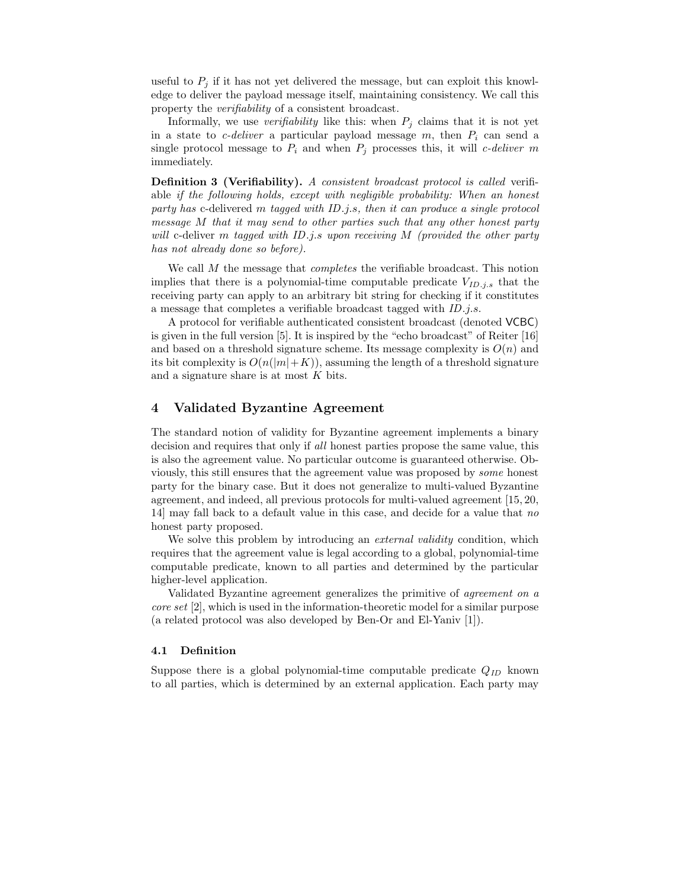useful to $P_j$ if it has not yet delivered the message, but can exploit this knowledge to deliver the payload message itself, maintaining consistency. We call this property the *verifiability* of a consistent broadcast.

Informally, we use *verifiability* like this: when $P_j$ claims that it is not yet in a state to *c-deliver* a particular payload message $m$, then $P_i$ can send a single protocol message to $P_i$ and when $P_j$ processes this, it will *c-deliver* $m$ immediately.

**Definition 3 (Verifiability).** *A consistent broadcast protocol is called* verifiable *if the following holds, except with negligible probability: When an honest party has* c-delivered *$m$ tagged with $ID.j.s$, then it can produce a single protocol message $M$ that it may send to other parties such that any other honest party will* c-deliver *$m$ tagged with $ID.j.s$ upon receiving $M$ (provided the other party has not already done so before).*

We call $M$ the message that *completes* the verifiable broadcast. This notion implies that there is a polynomial-time computable predicate $V_{ID.j.s}$ that the receiving party can apply to an arbitrary bit string for checking if it constitutes a message that completes a verifiable broadcast tagged with $ID.j.s$.

A protocol for verifiable authenticated consistent broadcast (denoted VCBC) is given in the full version [5]. It is inspired by the "echo broadcast" of Reiter [16] and based on a threshold signature scheme. Its message complexity is $O(n)$ and its bit complexity is $O(n(|m|+K))$, assuming the length of a threshold signature and a signature share is at most $K$ bits.

## 4 Validated Byzantine Agreement

The standard notion of validity for Byzantine agreement implements a binary decision and requires that only if *all* honest parties propose the same value, this is also the agreement value. No particular outcome is guaranteed otherwise. Obviously, this still ensures that the agreement value was proposed by *some* honest party for the binary case. But it does not generalize to multi-valued Byzantine agreement, and indeed, all previous protocols for multi-valued agreement [15, 20, 14] may fall back to a default value in this case, and decide for a value that *no* honest party proposed.

We solve this problem by introducing an *external validity* condition, which requires that the agreement value is legal according to a global, polynomial-time computable predicate, known to all parties and determined by the particular higher-level application.

Validated Byzantine agreement generalizes the primitive of *agreement on a core set* [2], which is used in the information-theoretic model for a similar purpose (a related protocol was also developed by Ben-Or and El-Yaniv [1]).

### 4.1 Definition

Suppose there is a global polynomial-time computable predicate $Q_{ID}$ known to all parties, which is determined by an external application. Each party may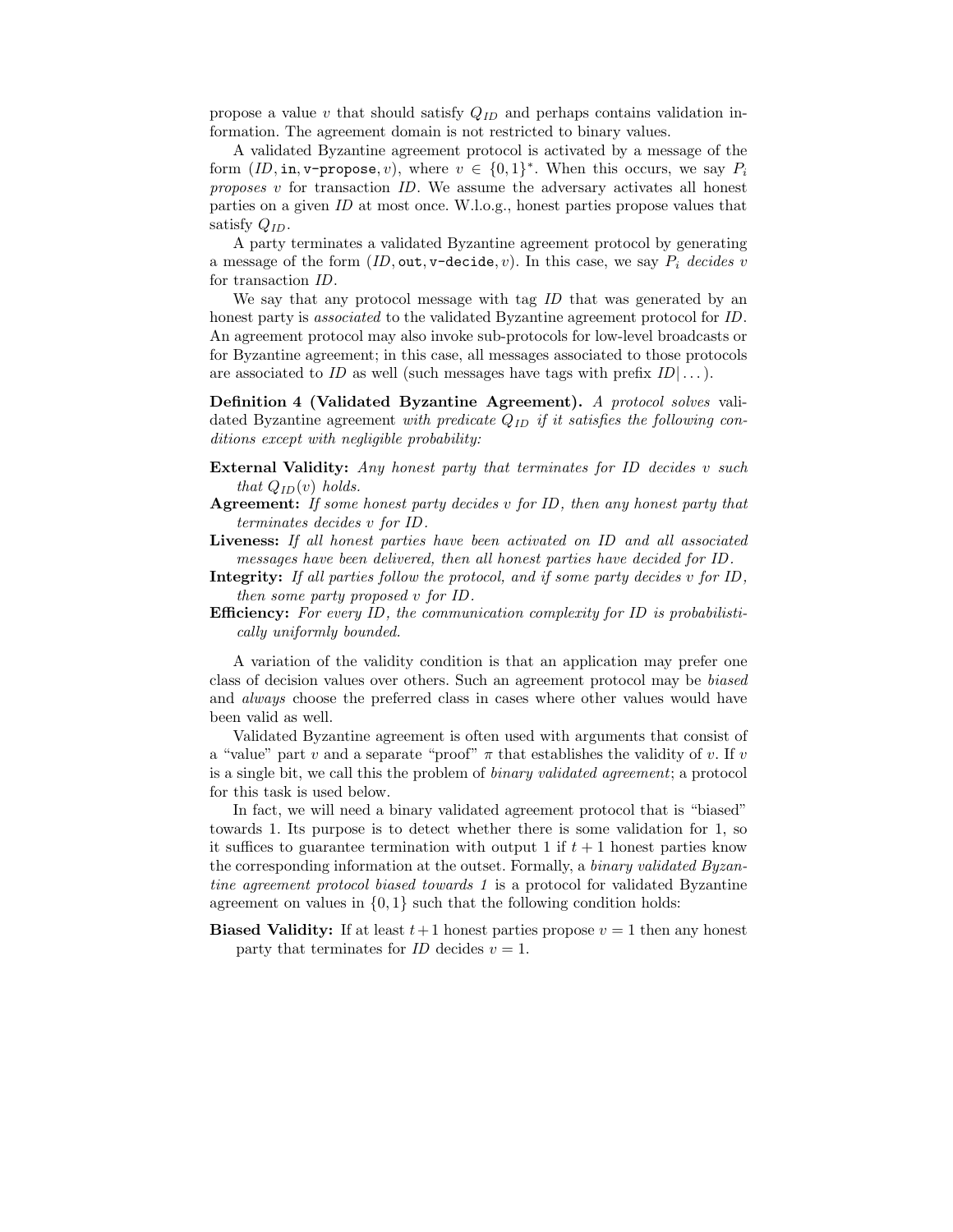propose a value $v$ that should satisfy $Q_{ID}$ and perhaps contains validation information. The agreement domain is not restricted to binary values.

A validated Byzantine agreement protocol is activated by a message of the form $(ID, \texttt{in}, \texttt{v-propose}, v)$, where $v \in \{0,1\}^*$. When this occurs, we say $P_i$ *proposes* $v$ for transaction $ID$. We assume the adversary activates all honest parties on a given $ID$ at most once. W.l.o.g., honest parties propose values that satisfy $Q_{ID}$.

A party terminates a validated Byzantine agreement protocol by generating a message of the form $(ID, \texttt{out}, \texttt{v-decide}, v)$. In this case, we say $P_i$ *decides* $v$ for transaction $ID$.

We say that any protocol message with tag $ID$ that was generated by an honest party is *associated* to the validated Byzantine agreement protocol for $ID$. An agreement protocol may also invoke sub-protocols for low-level broadcasts or for Byzantine agreement; in this case, all messages associated to those protocols are associated to $ID$ as well (such messages have tags with prefix $ID|\ldots$).

**Definition 4 (Validated Byzantine Agreement).** *A protocol solves* validated Byzantine agreement *with predicate $Q_{ID}$ if it satisfies the following conditions except with negligible probability:*

**External Validity:** *Any honest party that terminates for $ID$ decides $v$ such that $Q_{ID}(v)$ holds.*

**Agreement:** *If some honest party decides $v$ for $ID$, then any honest party that terminates decides $v$ for $ID$.*

**Liveness:** *If all honest parties have been activated on $ID$ and all associated messages have been delivered, then all honest parties have decided for $ID$.*

**Integrity:** *If all parties follow the protocol, and if some party decides $v$ for $ID$, then some party proposed $v$ for $ID$.*

**Efficiency:** *For every $ID$, the communication complexity for $ID$ is probabilistically uniformly bounded.*

A variation of the validity condition is that an application may prefer one class of decision values over others. Such an agreement protocol may be *biased* and *always* choose the preferred class in cases where other values would have been valid as well.

Validated Byzantine agreement is often used with arguments that consist of a "value" part $v$ and a separate "proof" $\pi$ that establishes the validity of $v$. If $v$ is a single bit, we call this the problem of *binary validated agreement*; a protocol for this task is used below.

In fact, we will need a binary validated agreement protocol that is "biased" towards 1. Its purpose is to detect whether there is some validation for 1, so it suffices to guarantee termination with output 1 if $t+1$ honest parties know the corresponding information at the outset. Formally, a *binary validated Byzantine agreement protocol biased towards 1* is a protocol for validated Byzantine agreement on values in $\{0,1\}$ such that the following condition holds:

**Biased Validity:** If at least $t+1$ honest parties propose $v = 1$ then any honest party that terminates for $ID$ decides $v = 1$.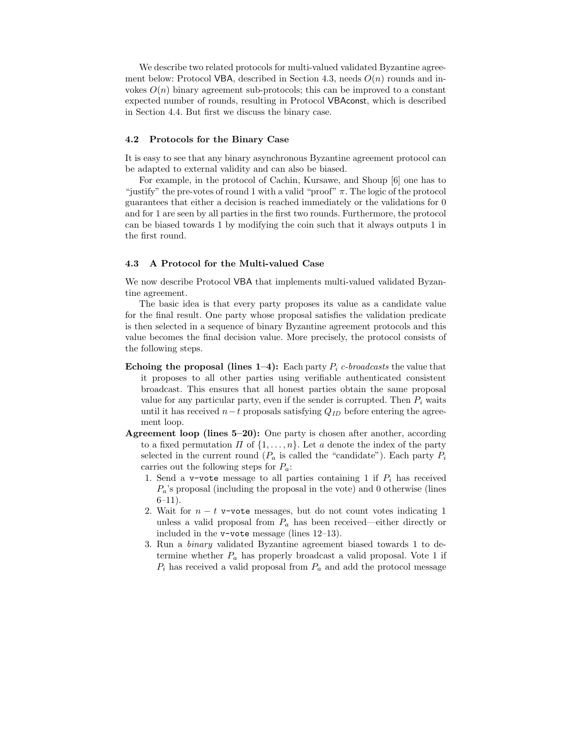We describe two related protocols for multi-valued validated Byzantine agreement below: Protocol VBA, described in Section 4.3, needs $O(n)$ rounds and invokes $O(n)$ binary agreement sub-protocols; this can be improved to a constant expected number of rounds, resulting in Protocol VBAconst, which is described in Section 4.4. But first we discuss the binary case.

### 4.2 Protocols for the Binary Case

It is easy to see that any binary asynchronous Byzantine agreement protocol can be adapted to external validity and can also be biased.

For example, in the protocol of Cachin, Kursawe, and Shoup [6] one has to "justify" the pre-votes of round 1 with a valid "proof" $\pi$. The logic of the protocol guarantees that either a decision is reached immediately or the validations for 0 and for 1 are seen by all parties in the first two rounds. Furthermore, the protocol can be biased towards 1 by modifying the coin such that it always outputs 1 in the first round.

### 4.3 A Protocol for the Multi-valued Case

We now describe Protocol VBA that implements multi-valued validated Byzantine agreement.

The basic idea is that every party proposes its value as a candidate value for the final result. One party whose proposal satisfies the validation predicate is then selected in a sequence of binary Byzantine agreement protocols and this value becomes the final decision value. More precisely, the protocol consists of the following steps.

**Echoing the proposal (lines 1–4):** Each party $P_i$ *c-broadcasts* the value that it proposes to all other parties using verifiable authenticated consistent broadcast. This ensures that all honest parties obtain the same proposal value for any particular party, even if the sender is corrupted. Then $P_i$ waits until it has received $n-t$ proposals satisfying $Q_{ID}$ before entering the agreement loop.

**Agreement loop (lines 5–20):** One party is chosen after another, according to a fixed permutation $\Pi$ of $\{1, \ldots, n\}$. Let $a$ denote the index of the party selected in the current round ($P_a$ is called the "candidate"). Each party $P_i$ carries out the following steps for $P_a$:

1. Send a `v-vote` message to all parties containing 1 if $P_i$ has received $P_a$'s proposal (including the proposal in the vote) and 0 otherwise (lines 6–11).
2. Wait for $n-t$ `v-vote` messages, but do not count votes indicating 1 unless a valid proposal from $P_a$ has been received—either directly or included in the `v-vote` message (lines 12–13).
3. Run a *binary* validated Byzantine agreement biased towards 1 to determine whether $P_a$ has properly broadcast a valid proposal. Vote 1 if $P_i$ has received a valid proposal from $P_a$ and add the protocol message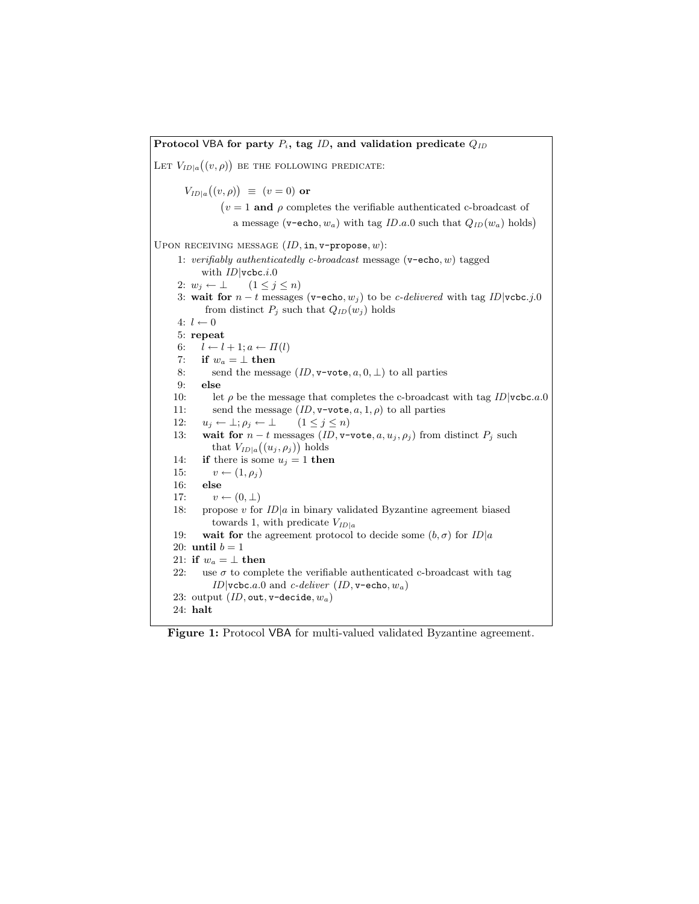**Protocol VBA for party $P_i$, tag $ID$, and validation predicate $Q_{ID}$**

LET $V_{ID|a}\big((v,\rho)\big)$ BE THE FOLLOWING PREDICATE:

$$V_{ID|a}\big((v,\rho)\big) \;\equiv\; (v=0) \textbf{ or}$$
$$\big(v=1 \textbf{ and } \rho \text{ completes the verifiable authenticated c-broadcast of a message } (\texttt{v-echo}, w_a) \text{ with tag } ID.a.0 \text{ such that } Q_{ID}(w_a) \text{ holds}\big)$$

UPON RECEIVING MESSAGE $(ID, \texttt{in}, \texttt{v-propose}, w)$:

```
1: verifiably authenticatedly c-broadcast message (v-echo, w) tagged
      with ID|vcbc.i.0
2: w_j ← ⊥     (1 ≤ j ≤ n)
3: wait for n − t messages (v-echo, w_j) to be c-delivered with tag ID|vcbc.j.0
      from distinct P_j such that Q_ID(w_j) holds
4: l ← 0
5: repeat
6:    l ← l + 1; a ← Π(l)
7:    if w_a = ⊥ then
8:       send the message (ID, v-vote, a, 0, ⊥) to all parties
9:    else
10:      let ρ be the message that completes the c-broadcast with tag ID|vcbc.a.0
11:      send the message (ID, v-vote, a, 1, ρ) to all parties
12:   u_j ← ⊥; ρ_j ← ⊥     (1 ≤ j ≤ n)
13:   wait for n − t messages (ID, v-vote, a, u_j, ρ_j) from distinct P_j such
         that V_ID|a((u_j, ρ_j)) holds
14:   if there is some u_j = 1 then
15:      v ← (1, ρ_j)
16:   else
17:      v ← (0, ⊥)
18:   propose v for ID|a in binary validated Byzantine agreement biased
         towards 1, with predicate V_ID|a
19:   wait for the agreement protocol to decide some (b, σ) for ID|a
20: until b = 1
21: if w_a = ⊥ then
22:    use σ to complete the verifiable authenticated c-broadcast with tag
          ID|vcbc.a.0 and c-deliver (ID, v-echo, w_a)
23: output (ID, out, v-decide, w_a)
24: halt
```

**Figure 1:** Protocol VBA for multi-valued validated Byzantine agreement.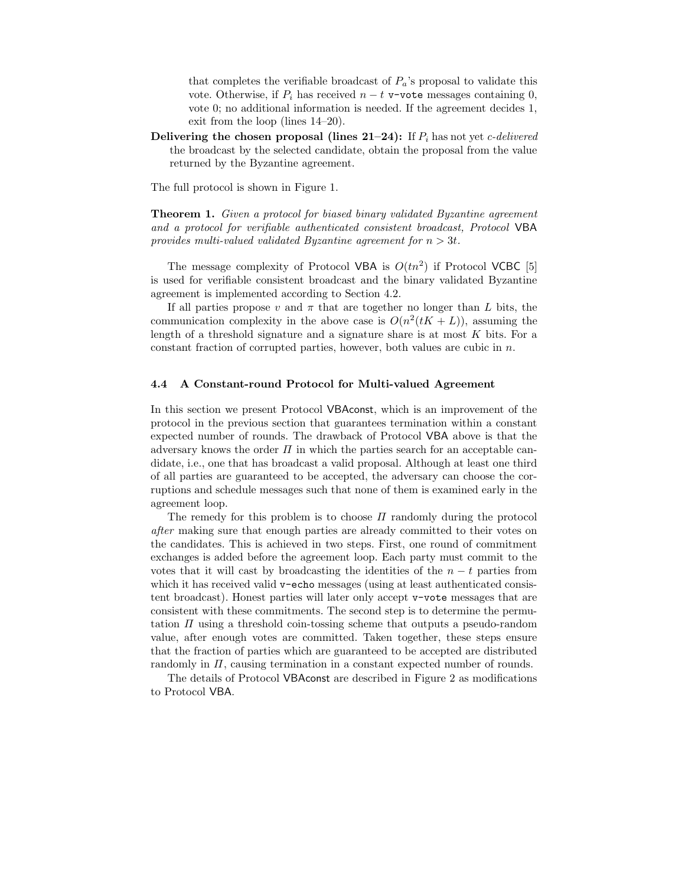that completes the verifiable broadcast of $P_a$'s proposal to validate this vote. Otherwise, if $P_i$ has received $n-t$ v-vote messages containing 0, vote 0; no additional information is needed. If the agreement decides 1, exit from the loop (lines 14–20).

**Delivering the chosen proposal (lines 21–24):** If $P_i$ has not yet *c-delivered* the broadcast by the selected candidate, obtain the proposal from the value returned by the Byzantine agreement.

The full protocol is shown in Figure 1.

**Theorem 1.** *Given a protocol for biased binary validated Byzantine agreement and a protocol for verifiable authenticated consistent broadcast, Protocol* VBA *provides multi-valued validated Byzantine agreement for $n > 3t$.*

The message complexity of Protocol VBA is $O(tn^2)$ if Protocol VCBC [5] is used for verifiable consistent broadcast and the binary validated Byzantine agreement is implemented according to Section 4.2.

If all parties propose $v$ and $\pi$ that are together no longer than $L$ bits, the communication complexity in the above case is $O(n^2(tK + L))$, assuming the length of a threshold signature and a signature share is at most $K$ bits. For a constant fraction of corrupted parties, however, both values are cubic in $n$.

### 4.4 A Constant-round Protocol for Multi-valued Agreement

In this section we present Protocol VBAconst, which is an improvement of the protocol in the previous section that guarantees termination within a constant expected number of rounds. The drawback of Protocol VBA above is that the adversary knows the order $\Pi$ in which the parties search for an acceptable candidate, i.e., one that has broadcast a valid proposal. Although at least one third of all parties are guaranteed to be accepted, the adversary can choose the corruptions and schedule messages such that none of them is examined early in the agreement loop.

The remedy for this problem is to choose $\Pi$ randomly during the protocol *after* making sure that enough parties are already committed to their votes on the candidates. This is achieved in two steps. First, one round of commitment exchanges is added before the agreement loop. Each party must commit to the votes that it will cast by broadcasting the identities of the $n-t$ parties from which it has received valid v-echo messages (using at least authenticated consistent broadcast). Honest parties will later only accept v-vote messages that are consistent with these commitments. The second step is to determine the permutation $\Pi$ using a threshold coin-tossing scheme that outputs a pseudo-random value, after enough votes are committed. Taken together, these steps ensure that the fraction of parties which are guaranteed to be accepted are distributed randomly in $\Pi$, causing termination in a constant expected number of rounds.

The details of Protocol VBAconst are described in Figure 2 as modifications to Protocol VBA.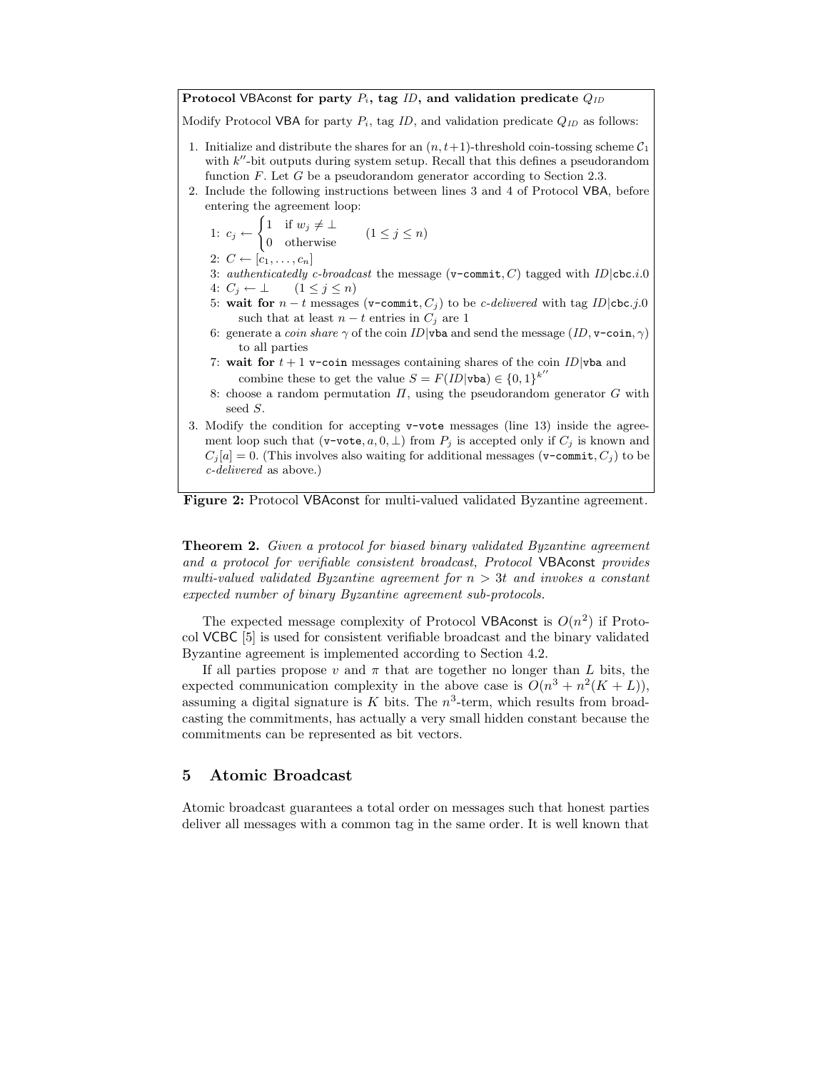**Protocol VBAconst for party $P_i$, tag $ID$, and validation predicate $Q_{ID}$**

Modify Protocol VBA for party $P_i$, tag $ID$, and validation predicate $Q_{ID}$ as follows:

1. Initialize and distribute the shares for an $(n, t+1)$-threshold coin-tossing scheme $\mathcal{C}_1$ with $k''$-bit outputs during system setup. Recall that this defines a pseudorandom function $F$. Let $G$ be a pseudorandom generator according to Section 2.3.
2. Include the following instructions between lines 3 and 4 of Protocol VBA, before entering the agreement loop:

   1: $c_j \leftarrow \begin{cases} 1 & \text{if } w_j \neq \bot \\ 0 & \text{otherwise} \end{cases} \quad (1 \leq j \leq n)$

   2: $C \leftarrow [c_1, \ldots, c_n]$

   3: *authenticatedly c-broadcast* the message (v-commit, $C$) tagged with $ID|$cbc.$i$.0

   4: $C_j \leftarrow \bot \quad (1 \leq j \leq n)$

   5: **wait for** $n - t$ messages (v-commit, $C_j$) to be *c-delivered* with tag $ID|$cbc.$j$.0 such that at least $n - t$ entries in $C_j$ are 1

   6: generate a *coin share* $\gamma$ of the coin $ID|$vba and send the message ($ID$, v-coin, $\gamma$) to all parties

   7: **wait for** $t + 1$ v-coin messages containing shares of the coin $ID|$vba and combine these to get the value $S = F(ID|\text{vba}) \in \{0,1\}^{k''}$

   8: choose a random permutation $\Pi$, using the pseudorandom generator $G$ with seed $S$.
3. Modify the condition for accepting v-vote messages (line 13) inside the agreement loop such that (v-vote, $a, 0, \bot$) from $P_j$ is accepted only if $C_j$ is known and $C_j[a] = 0$. (This involves also waiting for additional messages (v-commit, $C_j$) to be *c-delivered* as above.)

**Figure 2:** Protocol VBAconst for multi-valued validated Byzantine agreement.

**Theorem 2.** *Given a protocol for biased binary validated Byzantine agreement and a protocol for verifiable consistent broadcast, Protocol* VBAconst *provides multi-valued validated Byzantine agreement for $n > 3t$ and invokes a constant expected number of binary Byzantine agreement sub-protocols.*

The expected message complexity of Protocol VBAconst is $O(n^2)$ if Protocol VCBC [5] is used for consistent verifiable broadcast and the binary validated Byzantine agreement is implemented according to Section 4.2.

If all parties propose $v$ and $\pi$ that are together no longer than $L$ bits, the expected communication complexity in the above case is $O(n^3 + n^2(K + L))$, assuming a digital signature is $K$ bits. The $n^3$-term, which results from broadcasting the commitments, has actually a very small hidden constant because the commitments can be represented as bit vectors.

## 5 Atomic Broadcast

Atomic broadcast guarantees a total order on messages such that honest parties deliver all messages with a common tag in the same order. It is well known that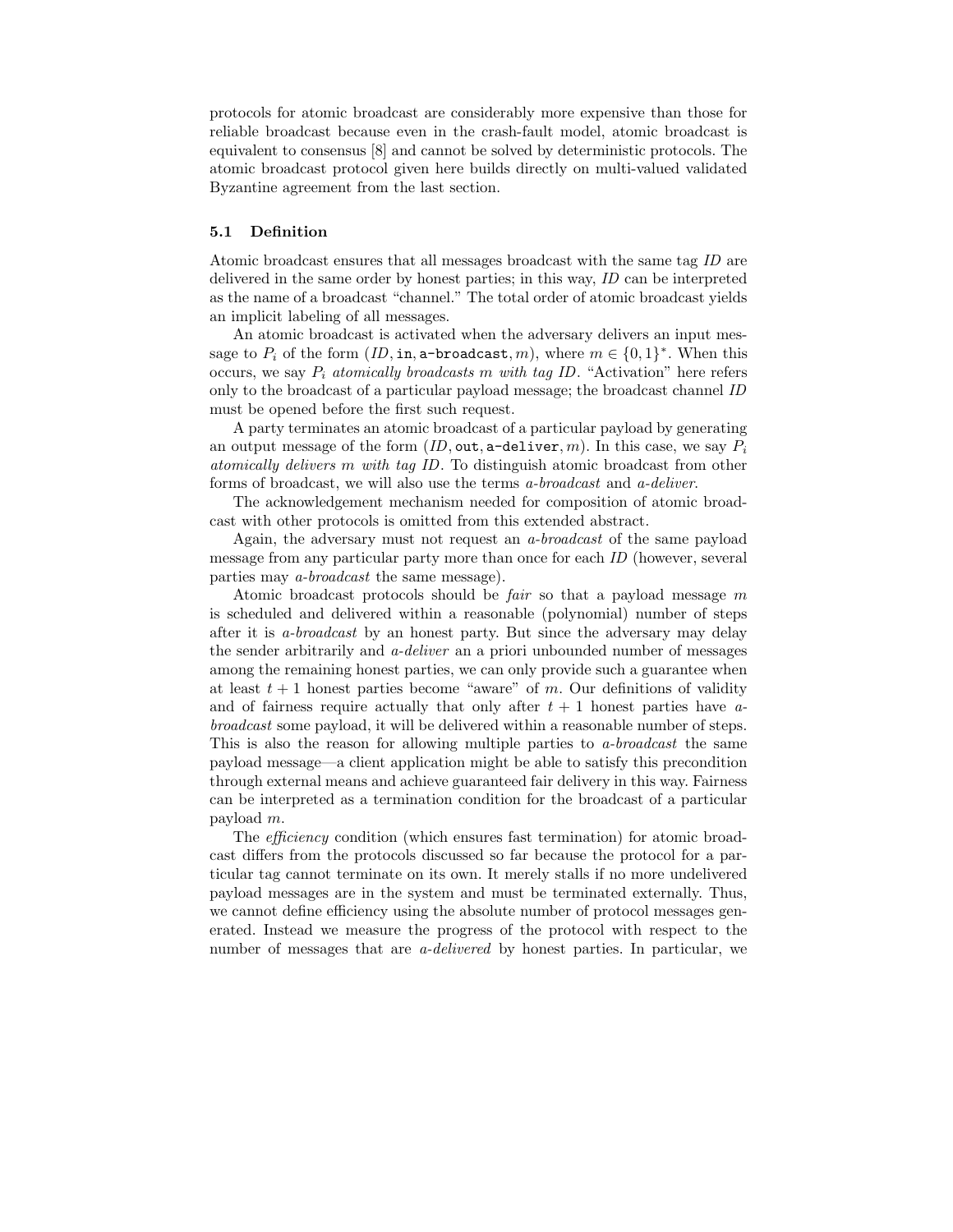protocols for atomic broadcast are considerably more expensive than those for reliable broadcast because even in the crash-fault model, atomic broadcast is equivalent to consensus [8] and cannot be solved by deterministic protocols. The atomic broadcast protocol given here builds directly on multi-valued validated Byzantine agreement from the last section.

### 5.1 Definition

Atomic broadcast ensures that all messages broadcast with the same tag *ID* are delivered in the same order by honest parties; in this way, *ID* can be interpreted as the name of a broadcast "channel." The total order of atomic broadcast yields an implicit labeling of all messages.

An atomic broadcast is activated when the adversary delivers an input message to $P_i$ of the form $(ID, \texttt{in}, \texttt{a-broadcast}, m)$, where $m \in \{0,1\}^*$. When this occurs, we say $P_i$ *atomically broadcasts m with tag ID*. "Activation" here refers only to the broadcast of a particular payload message; the broadcast channel *ID* must be opened before the first such request.

A party terminates an atomic broadcast of a particular payload by generating an output message of the form $(ID, \texttt{out}, \texttt{a-deliver}, m)$. In this case, we say $P_i$ *atomically delivers m with tag ID*. To distinguish atomic broadcast from other forms of broadcast, we will also use the terms *a-broadcast* and *a-deliver*.

The acknowledgement mechanism needed for composition of atomic broadcast with other protocols is omitted from this extended abstract.

Again, the adversary must not request an *a-broadcast* of the same payload message from any particular party more than once for each *ID* (however, several parties may *a-broadcast* the same message).

Atomic broadcast protocols should be *fair* so that a payload message $m$ is scheduled and delivered within a reasonable (polynomial) number of steps after it is *a-broadcast* by an honest party. But since the adversary may delay the sender arbitrarily and *a-deliver* an a priori unbounded number of messages among the remaining honest parties, we can only provide such a guarantee when at least $t+1$ honest parties become "aware" of $m$. Our definitions of validity and of fairness require actually that only after $t+1$ honest parties have *a-broadcast* some payload, it will be delivered within a reasonable number of steps. This is also the reason for allowing multiple parties to *a-broadcast* the same payload message—a client application might be able to satisfy this precondition through external means and achieve guaranteed fair delivery in this way. Fairness can be interpreted as a termination condition for the broadcast of a particular payload $m$.

The *efficiency* condition (which ensures fast termination) for atomic broadcast differs from the protocols discussed so far because the protocol for a particular tag cannot terminate on its own. It merely stalls if no more undelivered payload messages are in the system and must be terminated externally. Thus, we cannot define efficiency using the absolute number of protocol messages generated. Instead we measure the progress of the protocol with respect to the number of messages that are *a-delivered* by honest parties. In particular, we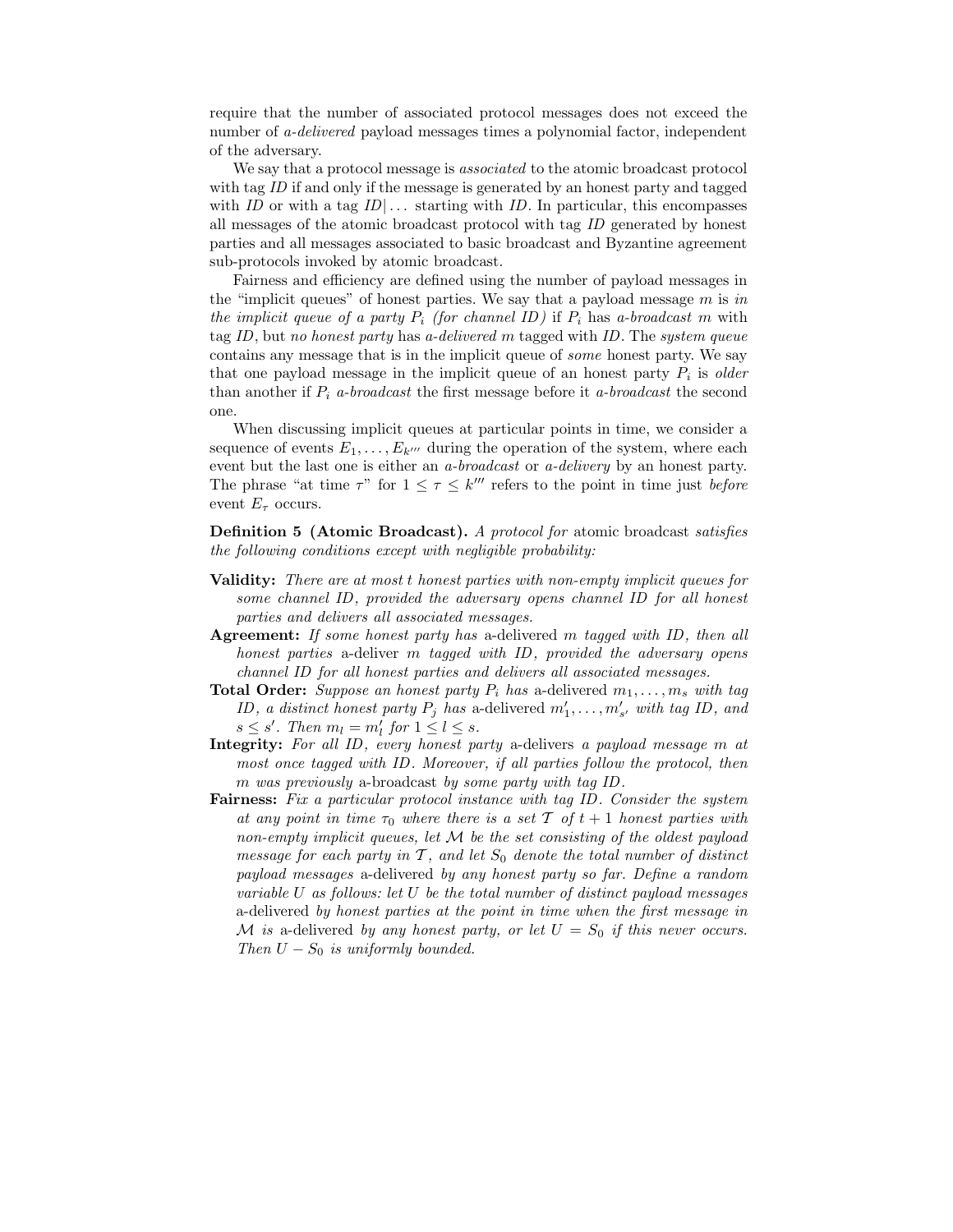require that the number of associated protocol messages does not exceed the number of *a-delivered* payload messages times a polynomial factor, independent of the adversary.

We say that a protocol message is *associated* to the atomic broadcast protocol with tag $ID$ if and only if the message is generated by an honest party and tagged with $ID$ or with a tag $ID|\ldots$ starting with $ID$. In particular, this encompasses all messages of the atomic broadcast protocol with tag $ID$ generated by honest parties and all messages associated to basic broadcast and Byzantine agreement sub-protocols invoked by atomic broadcast.

Fairness and efficiency are defined using the number of payload messages in the "implicit queues" of honest parties. We say that a payload message $m$ is *in the implicit queue of a party $P_i$ (for channel $ID$)* if $P_i$ has *a-broadcast* $m$ with tag $ID$, but *no honest party* has *a-delivered* $m$ tagged with $ID$. The *system queue* contains any message that is in the implicit queue of *some* honest party. We say that one payload message in the implicit queue of an honest party $P_i$ is *older* than another if $P_i$ *a-broadcast* the first message before it *a-broadcast* the second one.

When discussing implicit queues at particular points in time, we consider a sequence of events $E_1, \ldots, E_{k'''}$ during the operation of the system, where each event but the last one is either an *a-broadcast* or *a-delivery* by an honest party. The phrase "at time $\tau$" for $1 \leq \tau \leq k'''$ refers to the point in time just *before* event $E_\tau$ occurs.

**Definition 5 (Atomic Broadcast).** *A protocol for* atomic broadcast *satisfies the following conditions except with negligible probability:*

- **Validity:** *There are at most $t$ honest parties with non-empty implicit queues for some channel $ID$, provided the adversary opens channel $ID$ for all honest parties and delivers all associated messages.*
- **Agreement:** *If some honest party has* a-delivered *$m$ tagged with $ID$, then all honest parties* a-deliver *$m$ tagged with $ID$, provided the adversary opens channel $ID$ for all honest parties and delivers all associated messages.*
- **Total Order:** *Suppose an honest party $P_i$ has* a-delivered *$m_1, \ldots, m_s$ with tag $ID$, a distinct honest party $P_j$ has* a-delivered *$m'_1, \ldots, m'_{s'}$ with tag $ID$, and $s \leq s'$. Then $m_l = m'_l$ for $1 \leq l \leq s$.*
- **Integrity:** *For all $ID$, every honest party* a-delivers *a payload message $m$ at most once tagged with $ID$. Moreover, if all parties follow the protocol, then $m$ was previously* a-broadcast *by some party with tag $ID$.*
- **Fairness:** *Fix a particular protocol instance with tag $ID$. Consider the system at any point in time $\tau_0$ where there is a set $\mathcal{T}$ of $t+1$ honest parties with non-empty implicit queues, let $\mathcal{M}$ be the set consisting of the oldest payload message for each party in $\mathcal{T}$, and let $S_0$ denote the total number of distinct payload messages* a-delivered *by any honest party so far. Define a random variable $U$ as follows: let $U$ be the total number of distinct payload messages* a-delivered *by honest parties at the point in time when the first message in $\mathcal{M}$ is* a-delivered *by any honest party, or let $U = S_0$ if this never occurs. Then $U - S_0$ is uniformly bounded.*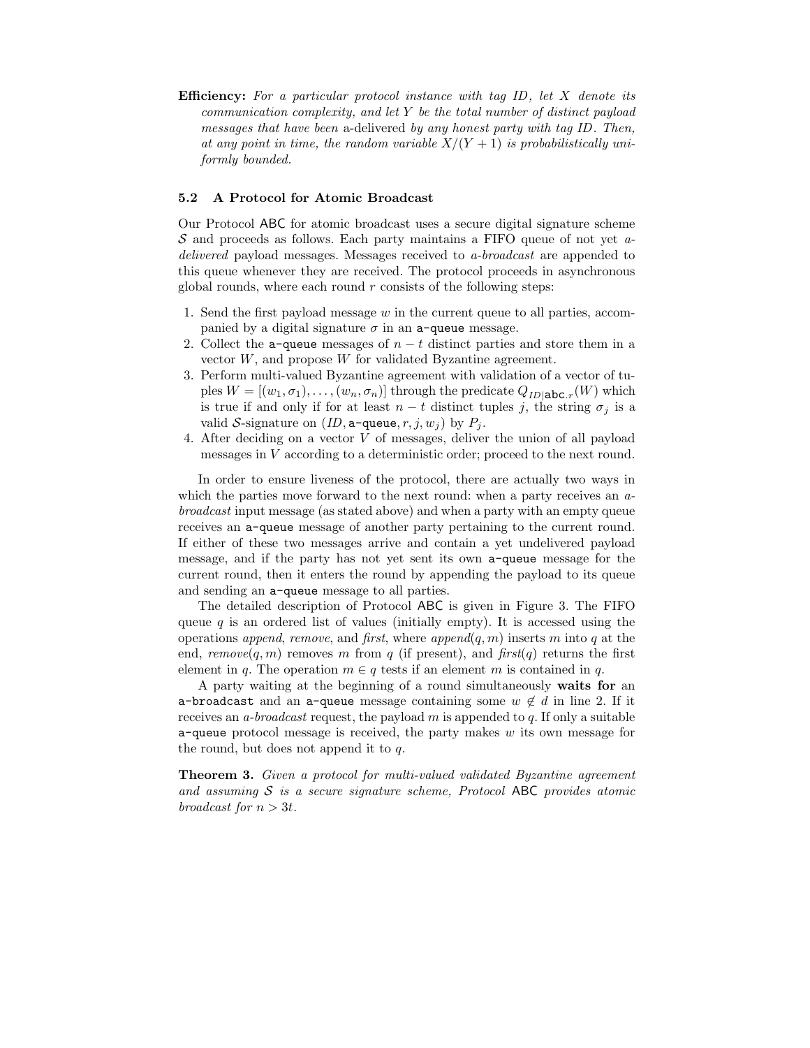**Efficiency:** *For a particular protocol instance with tag ID, let $X$ denote its communication complexity, and let $Y$ be the total number of distinct payload messages that have been* a-delivered *by any honest party with tag ID. Then, at any point in time, the random variable $X/(Y+1)$ is probabilistically uniformly bounded.*

### 5.2 A Protocol for Atomic Broadcast

Our Protocol ABC for atomic broadcast uses a secure digital signature scheme $\mathcal{S}$ and proceeds as follows. Each party maintains a FIFO queue of not yet *a-delivered* payload messages. Messages received to *a-broadcast* are appended to this queue whenever they are received. The protocol proceeds in asynchronous global rounds, where each round $r$ consists of the following steps:

1. Send the first payload message $w$ in the current queue to all parties, accompanied by a digital signature $\sigma$ in an `a-queue` message.
2. Collect the `a-queue` messages of $n-t$ distinct parties and store them in a vector $W$, and propose $W$ for validated Byzantine agreement.
3. Perform multi-valued Byzantine agreement with validation of a vector of tuples $W = [(w_1, \sigma_1), \ldots, (w_n, \sigma_n)]$ through the predicate $Q_{ID|\mathtt{abc}.r}(W)$ which is true if and only if for at least $n-t$ distinct tuples $j$, the string $\sigma_j$ is a valid $\mathcal{S}$-signature on $(ID, \mathtt{a\text{-}queue}, r, j, w_j)$ by $P_j$.
4. After deciding on a vector $V$ of messages, deliver the union of all payload messages in $V$ according to a deterministic order; proceed to the next round.

In order to ensure liveness of the protocol, there are actually two ways in which the parties move forward to the next round: when a party receives an *a-broadcast* input message (as stated above) and when a party with an empty queue receives an `a-queue` message of another party pertaining to the current round. If either of these two messages arrive and contain a yet undelivered payload message, and if the party has not yet sent its own `a-queue` message for the current round, then it enters the round by appending the payload to its queue and sending an `a-queue` message to all parties.

The detailed description of Protocol ABC is given in Figure 3. The FIFO queue $q$ is an ordered list of values (initially empty). It is accessed using the operations *append*, *remove*, and *first*, where *append*$(q, m)$ inserts $m$ into $q$ at the end, *remove*$(q, m)$ removes $m$ from $q$ (if present), and *first*$(q)$ returns the first element in $q$. The operation $m \in q$ tests if an element $m$ is contained in $q$.

A party waiting at the beginning of a round simultaneously **waits for** an `a-broadcast` and an `a-queue` message containing some $w \notin d$ in line 2. If it receives an *a-broadcast* request, the payload $m$ is appended to $q$. If only a suitable `a-queue` protocol message is received, the party makes $w$ its own message for the round, but does not append it to $q$.

**Theorem 3.** *Given a protocol for multi-valued validated Byzantine agreement and assuming $\mathcal{S}$ is a secure signature scheme, Protocol* ABC *provides atomic broadcast for $n > 3t$.*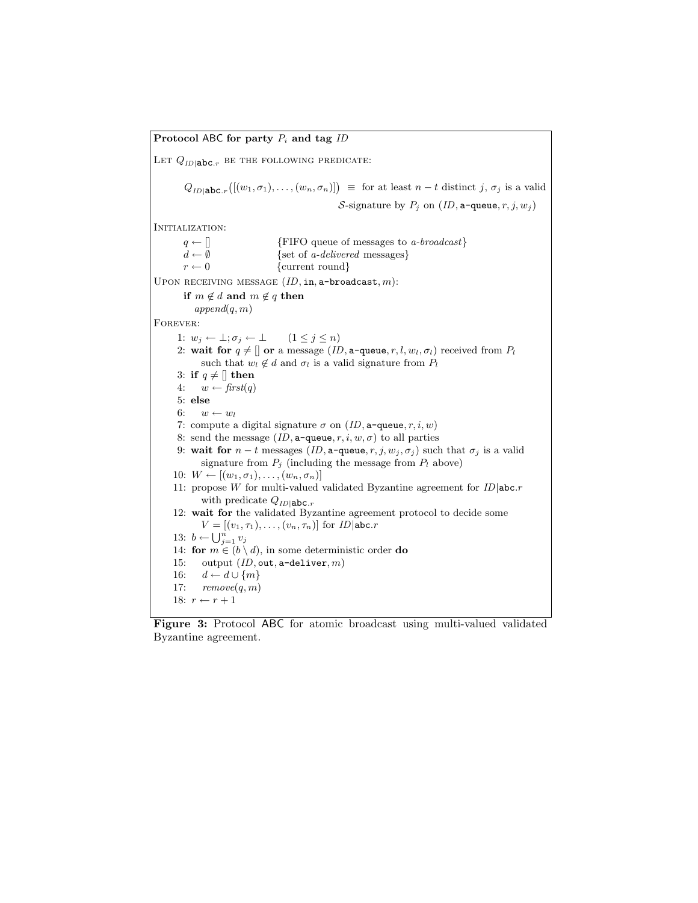**Protocol** ABC **for party** $P_i$ **and tag** $ID$

Let $Q_{ID|\texttt{abc}.r}$ be the following predicate:

$$Q_{ID|\texttt{abc}.r}\big([(w_1,\sigma_1),\ldots,(w_n,\sigma_n)]\big) \equiv \text{ for at least } n-t \text{ distinct } j,\ \sigma_j \text{ is a valid } \mathcal{S}\text{-signature by } P_j \text{ on } (ID, \texttt{a-queue}, r, j, w_j)$$

Initialization:

```
    q ← []          {FIFO queue of messages to a-broadcast}
    d ← ∅           {set of a-delivered messages}
    r ← 0           {current round}
```

Upon receiving message $(ID, \texttt{in}, \texttt{a-broadcast}, m)$:

```
    if m ∉ d and m ∉ q then
        append(q, m)
```

Forever:

```
 1: w_j ← ⊥; σ_j ← ⊥       (1 ≤ j ≤ n)
 2: wait for q ≠ [] or a message (ID, a-queue, r, l, w_l, σ_l) received from P_l
        such that w_l ∉ d and σ_l is a valid signature from P_l
 3: if q ≠ [] then
 4:    w ← first(q)
 5: else
 6:    w ← w_l
 7: compute a digital signature σ on (ID, a-queue, r, i, w)
 8: send the message (ID, a-queue, r, i, w, σ) to all parties
 9: wait for n − t messages (ID, a-queue, r, j, w_j, σ_j) such that σ_j is a valid
        signature from P_j (including the message from P_l above)
10: W ← [(w_1, σ_1), ..., (w_n, σ_n)]
11: propose W for multi-valued validated Byzantine agreement for ID|abc.r
        with predicate Q_{ID|abc.r}
12: wait for the validated Byzantine agreement protocol to decide some
        V = [(v_1, τ_1), ..., (v_n, τ_n)] for ID|abc.r
13: b ← ⋃_{j=1}^{n} v_j
14: for m ∈ (b \ d), in some deterministic order do
15:    output (ID, out, a-deliver, m)
16:    d ← d ∪ {m}
17:    remove(q, m)
18: r ← r + 1
```

**Figure 3:** Protocol ABC for atomic broadcast using multi-valued validated Byzantine agreement.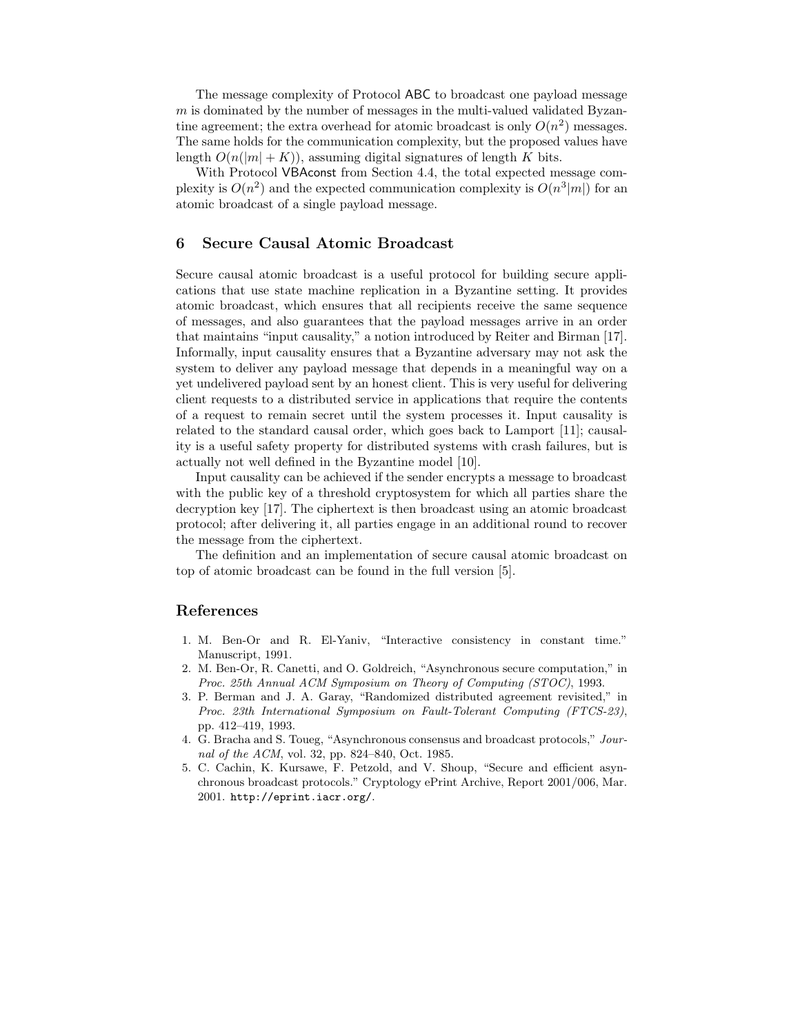The message complexity of Protocol ABC to broadcast one payload message $m$ is dominated by the number of messages in the multi-valued validated Byzantine agreement; the extra overhead for atomic broadcast is only $O(n^2)$ messages. The same holds for the communication complexity, but the proposed values have length $O(n(|m| + K))$, assuming digital signatures of length $K$ bits.

With Protocol VBAconst from Section 4.4, the total expected message complexity is $O(n^2)$ and the expected communication complexity is $O(n^3|m|)$ for an atomic broadcast of a single payload message.

## 6 Secure Causal Atomic Broadcast

Secure causal atomic broadcast is a useful protocol for building secure applications that use state machine replication in a Byzantine setting. It provides atomic broadcast, which ensures that all recipients receive the same sequence of messages, and also guarantees that the payload messages arrive in an order that maintains "input causality," a notion introduced by Reiter and Birman [17]. Informally, input causality ensures that a Byzantine adversary may not ask the system to deliver any payload message that depends in a meaningful way on a yet undelivered payload sent by an honest client. This is very useful for delivering client requests to a distributed service in applications that require the contents of a request to remain secret until the system processes it. Input causality is related to the standard causal order, which goes back to Lamport [11]; causality is a useful safety property for distributed systems with crash failures, but is actually not well defined in the Byzantine model [10].

Input causality can be achieved if the sender encrypts a message to broadcast with the public key of a threshold cryptosystem for which all parties share the decryption key [17]. The ciphertext is then broadcast using an atomic broadcast protocol; after delivering it, all parties engage in an additional round to recover the message from the ciphertext.

The definition and an implementation of secure causal atomic broadcast on top of atomic broadcast can be found in the full version [5].

## References

1. M. Ben-Or and R. El-Yaniv, "Interactive consistency in constant time." Manuscript, 1991.
2. M. Ben-Or, R. Canetti, and O. Goldreich, "Asynchronous secure computation," in *Proc. 25th Annual ACM Symposium on Theory of Computing (STOC)*, 1993.
3. P. Berman and J. A. Garay, "Randomized distributed agreement revisited," in *Proc. 23th International Symposium on Fault-Tolerant Computing (FTCS-23)*, pp. 412–419, 1993.
4. G. Bracha and S. Toueg, "Asynchronous consensus and broadcast protocols," *Journal of the ACM*, vol. 32, pp. 824–840, Oct. 1985.
5. C. Cachin, K. Kursawe, F. Petzold, and V. Shoup, "Secure and efficient asynchronous broadcast protocols." Cryptology ePrint Archive, Report 2001/006, Mar. 2001. `http://eprint.iacr.org/`.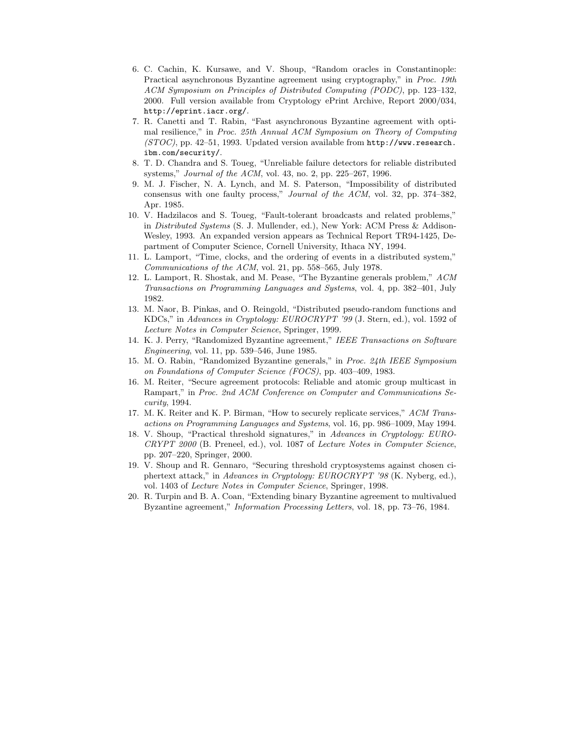6. C. Cachin, K. Kursawe, and V. Shoup, "Random oracles in Constantinople: Practical asynchronous Byzantine agreement using cryptography," in *Proc. 19th ACM Symposium on Principles of Distributed Computing (PODC)*, pp. 123–132, 2000. Full version available from Cryptology ePrint Archive, Report 2000/034, `http://eprint.iacr.org/`.
7. R. Canetti and T. Rabin, "Fast asynchronous Byzantine agreement with optimal resilience," in *Proc. 25th Annual ACM Symposium on Theory of Computing (STOC)*, pp. 42–51, 1993. Updated version available from `http://www.research.ibm.com/security/`.
8. T. D. Chandra and S. Toueg, "Unreliable failure detectors for reliable distributed systems," *Journal of the ACM*, vol. 43, no. 2, pp. 225–267, 1996.
9. M. J. Fischer, N. A. Lynch, and M. S. Paterson, "Impossibility of distributed consensus with one faulty process," *Journal of the ACM*, vol. 32, pp. 374–382, Apr. 1985.
10. V. Hadzilacos and S. Toueg, "Fault-tolerant broadcasts and related problems," in *Distributed Systems* (S. J. Mullender, ed.), New York: ACM Press & Addison-Wesley, 1993. An expanded version appears as Technical Report TR94-1425, Department of Computer Science, Cornell University, Ithaca NY, 1994.
11. L. Lamport, "Time, clocks, and the ordering of events in a distributed system," *Communications of the ACM*, vol. 21, pp. 558–565, July 1978.
12. L. Lamport, R. Shostak, and M. Pease, "The Byzantine generals problem," *ACM Transactions on Programming Languages and Systems*, vol. 4, pp. 382–401, July 1982.
13. M. Naor, B. Pinkas, and O. Reingold, "Distributed pseudo-random functions and KDCs," in *Advances in Cryptology: EUROCRYPT '99* (J. Stern, ed.), vol. 1592 of *Lecture Notes in Computer Science*, Springer, 1999.
14. K. J. Perry, "Randomized Byzantine agreement," *IEEE Transactions on Software Engineering*, vol. 11, pp. 539–546, June 1985.
15. M. O. Rabin, "Randomized Byzantine generals," in *Proc. 24th IEEE Symposium on Foundations of Computer Science (FOCS)*, pp. 403–409, 1983.
16. M. Reiter, "Secure agreement protocols: Reliable and atomic group multicast in Rampart," in *Proc. 2nd ACM Conference on Computer and Communications Security*, 1994.
17. M. K. Reiter and K. P. Birman, "How to securely replicate services," *ACM Transactions on Programming Languages and Systems*, vol. 16, pp. 986–1009, May 1994.
18. V. Shoup, "Practical threshold signatures," in *Advances in Cryptology: EUROCRYPT 2000* (B. Preneel, ed.), vol. 1087 of *Lecture Notes in Computer Science*, pp. 207–220, Springer, 2000.
19. V. Shoup and R. Gennaro, "Securing threshold cryptosystems against chosen ciphertext attack," in *Advances in Cryptology: EUROCRYPT '98* (K. Nyberg, ed.), vol. 1403 of *Lecture Notes in Computer Science*, Springer, 1998.
20. R. Turpin and B. A. Coan, "Extending binary Byzantine agreement to multivalued Byzantine agreement," *Information Processing Letters*, vol. 18, pp. 73–76, 1984.